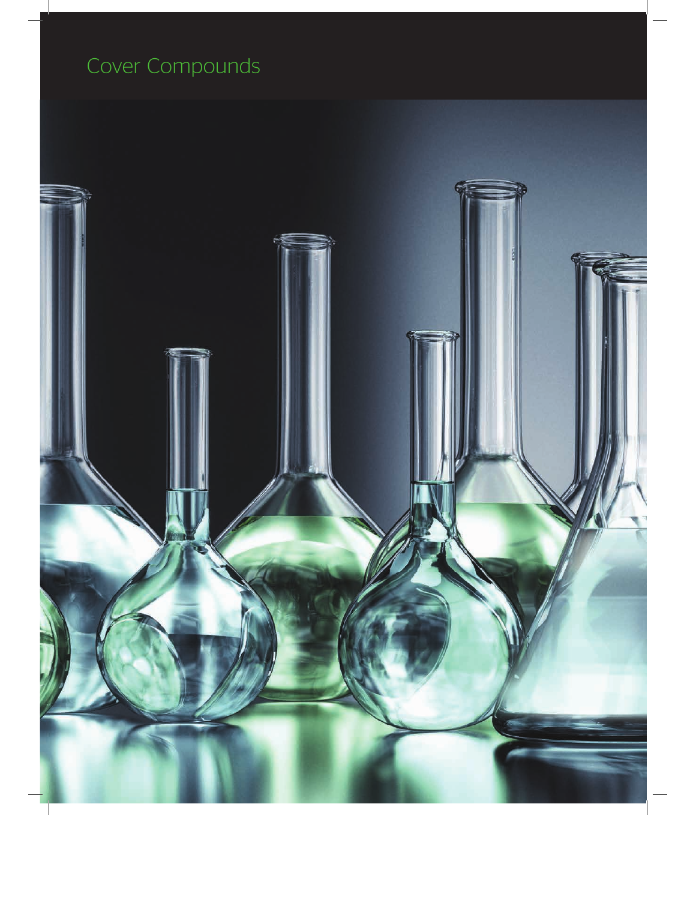# Cover Compounds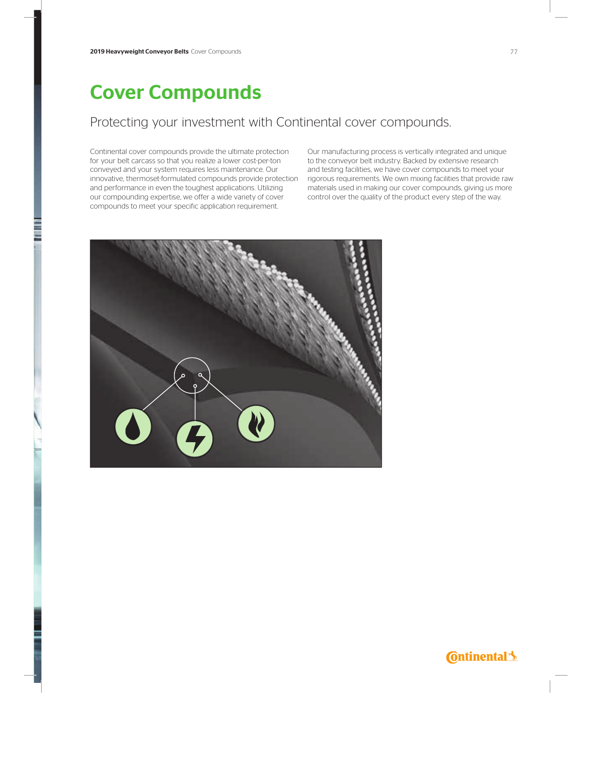# Cover Compounds

## Protecting your investment with Continental cover compounds.

Continental cover compounds provide the ultimate protection for your belt carcass so that you realize a lower cost-per-ton conveyed and your system requires less maintenance. Our innovative, thermoset-formulated compounds provide protection and performance in even the toughest applications. Utilizing our compounding expertise, we offer a wide variety of cover compounds to meet your specific application requirement.

Our manufacturing process is vertically integrated and unique to the conveyor belt industry. Backed by extensive research and testing facilities, we have cover compounds to meet your rigorous requirements. We own mixing facilities that provide raw materials used in making our cover compounds, giving us more control over the quality of the product every step of the way.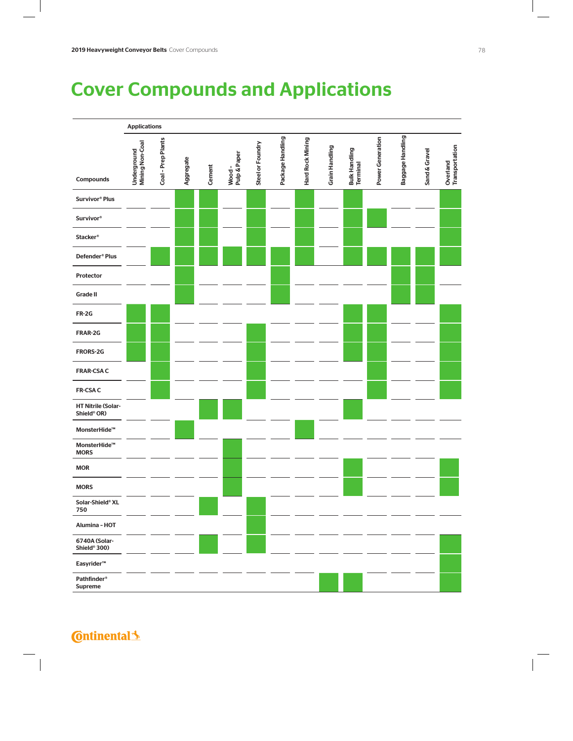# Cover Compounds and Applications

| Compounds | Underground Mining Non-Coal | Coal - Prep Plants | Aggregate | Cement | Wood - Pulp & Paper | Steel or Foundry | Package Handling | Hard Rock Mining | Grain Handling | Bulk Handling Terminal | Power Generation | Baggage Handling | Sand & Gravel | Overland Transportation |
|---|---|---|---|---|---|---|---|---|---|---|---|---|---|---|
| Survivor® Plus | | | ● | ● | | ● | | ● | | ● | | | | ● |
| Survivor® | | | ● | ● | | ● | | ● | | ● | ● | | | ● |
| Stacker® | | | ● | ● | | ● | | ● | | ● | | | | ● |
| Defender® Plus | | ● | ● | ● | ● | ● | ● | ● | | ● | ● | ● | ● | ● |
| Protector | | | ● | | | | ● | | | | | ● | ● | |
| Grade II | | | ● | | | | ● | | | | | ● | ● | |
| FR-2G | ● | ● | | | | | | | | ● | ● | | | ● |
| FRAR-2G | ● | ● | | | | ● | | | | ● | ● | | | ● |
| FRORS-2G | ● | ● | | | | ● | | | | ● | ● | | | ● |
| FRAR-CSA C | | ● | | | | ● | | | | | ● | | | ● |
| FR-CSA C | | ● | | | | ● | | | | | ● | | | ● |
| HT Nitrile (Solar-Shield® OR) | | | | ● | ● | | | | | ● | | | | |
| MonsterHide™ | | | ● | | | | | ● | | | | | | |
| MonsterHide™ MORS | | | | | ● | | | | | | | | | |
| MOR | | | | | ● | | | | | ● | | | | ● |
| MORS | | | | | ● | | | | | ● | | | | ● |
| Solar-Shield® XL 750 | | | | ● | | ● | | | | | | | | |
| Alumina - HOT | | | | | | ● | | | | | | | | |
| 6740A (Solar-Shield® 300) | | | | ● | | ● | | | | | | | | ● |
| Easyrider™ | | | | | | | | | | | | | | ● |
| Pathfinder® Supreme | | | | | | | | | ● | ● | | | | ● |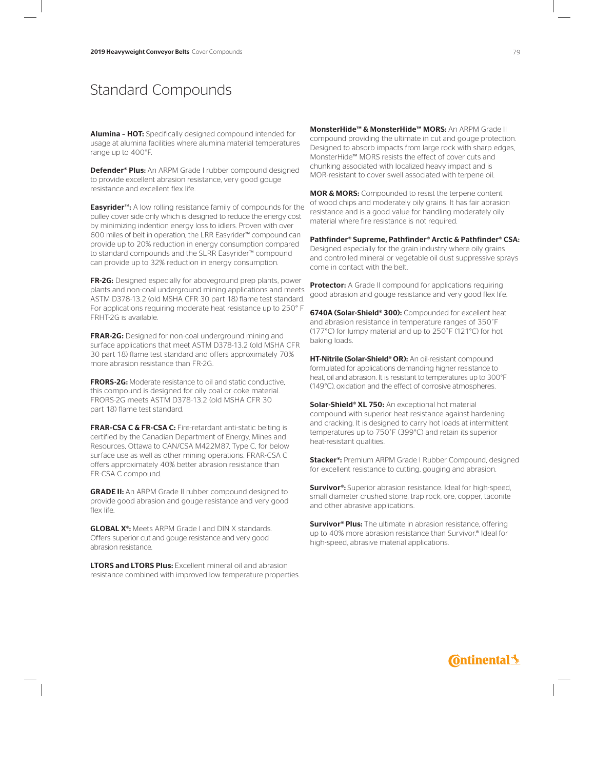# Standard Compounds

**Alumina – HOT:** Specifically designed compound intended for usage at alumina facilities where alumina material temperatures range up to 400°F.

**Defender® Plus:** An ARPM Grade I rubber compound designed to provide excellent abrasion resistance, very good gouge resistance and excellent flex life.

**Easyrider™:** A low rolling resistance family of compounds for the pulley cover side only which is designed to reduce the energy cost by minimizing indention energy loss to idlers. Proven with over 600 miles of belt in operation, the LRR Easyrider™ compound can provide up to 20% reduction in energy consumption compared to standard compounds and the SLRR Easyrider™ compound can provide up to 32% reduction in energy consumption.

**FR-2G:** Designed especially for aboveground prep plants, power plants and non-coal underground mining applications and meets ASTM D378-13.2 (old MSHA CFR 30 part 18) flame test standard. For applications requiring moderate heat resistance up to 250° F FRHT-2G is available.

**FRAR-2G:** Designed for non-coal underground mining and surface applications that meet ASTM D378-13.2 (old MSHA CFR 30 part 18) flame test standard and offers approximately 70% more abrasion resistance than FR-2G.

**FRORS-2G:** Moderate resistance to oil and static conductive, this compound is designed for oily coal or coke material. FRORS-2G meets ASTM D378-13.2 (old MSHA CFR 30 part 18) flame test standard.

**FRAR-CSA C & FR-CSA C:** Fire-retardant anti-static belting is certified by the Canadian Department of Energy, Mines and Resources, Ottawa to CAN/CSA M422M87, Type C, for below surface use as well as other mining operations. FRAR-CSA C offers approximately 40% better abrasion resistance than FR-CSA C compound.

**GRADE II:** An ARPM Grade II rubber compound designed to provide good abrasion and gouge resistance and very good flex life.

**GLOBAL X®:** Meets ARPM Grade I and DIN X standards. Offers superior cut and gouge resistance and very good abrasion resistance.

**LTORS and LTORS Plus:** Excellent mineral oil and abrasion resistance combined with improved low temperature properties.

**MonsterHide™ & MonsterHide™ MORS:** An ARPM Grade II compound providing the ultimate in cut and gouge protection. Designed to absorb impacts from large rock with sharp edges, MonsterHide™ MORS resists the effect of cover cuts and chunking associated with localized heavy impact and is MOR-resistant to cover swell associated with terpene oil.

**MOR & MORS:** Compounded to resist the terpene content of wood chips and moderately oily grains. It has fair abrasion resistance and is a good value for handling moderately oily material where fire resistance is not required.

**Pathfinder® Supreme, Pathfinder® Arctic & Pathfinder® CSA:** Designed especially for the grain industry where oily grains and controlled mineral or vegetable oil dust suppressive sprays come in contact with the belt.

**Protector:** A Grade II compound for applications requiring good abrasion and gouge resistance and very good flex life.

**6740A (Solar-Shield® 300):** Compounded for excellent heat and abrasion resistance in temperature ranges of 350˚F (177°C) for lumpy material and up to 250˚F (121°C) for hot baking loads.

**HT-Nitrile (Solar-Shield® OR):** An oil-resistant compound formulated for applications demanding higher resistance to heat, oil and abrasion. It is resistant to temperatures up to 300°F (149°C), oxidation and the effect of corrosive atmospheres.

**Solar-Shield® XL 750:** An exceptional hot material compound with superior heat resistance against hardening and cracking. It is designed to carry hot loads at intermittent temperatures up to 750˚F (399°C) and retain its superior heat-resistant qualities.

**Stacker®:** Premium ARPM Grade I Rubber Compound, designed for excellent resistance to cutting, gouging and abrasion.

**Survivor®:** Superior abrasion resistance. Ideal for high-speed, small diameter crushed stone, trap rock, ore, copper, taconite and other abrasive applications.

**Survivor® Plus:** The ultimate in abrasion resistance, offering up to 40% more abrasion resistance than Survivor.® Ideal for high-speed, abrasive material applications.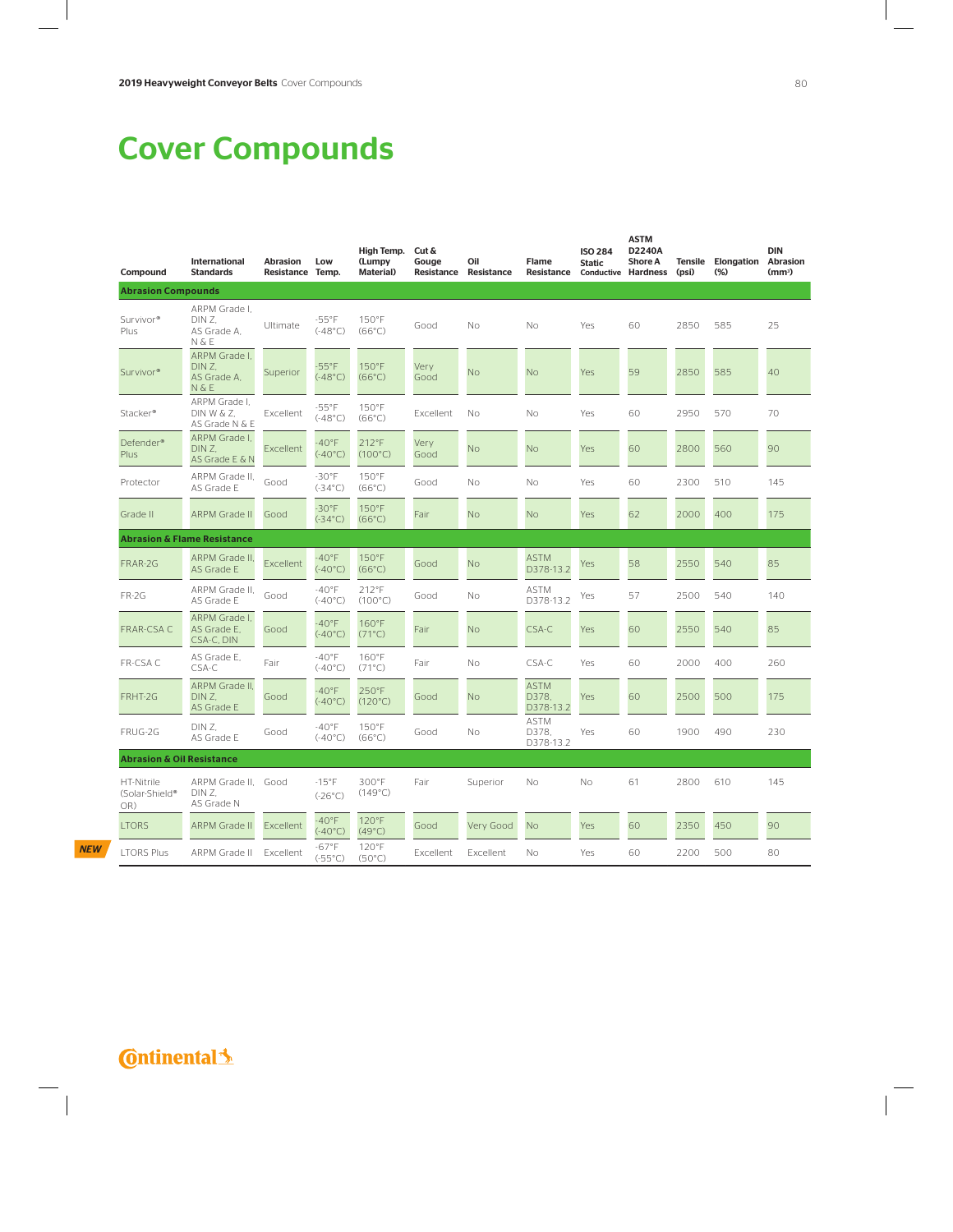# Cover Compounds

| Compound | International Standards | Abrasion Resistance | Low Temp. | High Temp. (Lumpy Material) | Cut & Gouge Resistance | Oil Resistance | Flame Resistance | ISO 284 Static Conductive | ASTM D2240A Shore A Hardness | Tensile (psi) | Elongation (%) | DIN Abrasion (mm³) |
|---|---|---|---|---|---|---|---|---|---|---|---|---|
| **Abrasion Compounds** | | | | | | | | | | | | |
| Survivor® Plus | ARPM Grade I, DIN Z, AS Grade A, N & E | Ultimate | -55°F (-48°C) | 150°F (66°C) | Good | No | No | Yes | 60 | 2850 | 585 | 25 |
| Survivor® | ARPM Grade I, DIN Z, AS Grade A, N & E | Superior | -55°F (-48°C) | 150°F (66°C) | Very Good | No | No | Yes | 59 | 2850 | 585 | 40 |
| Stacker® | ARPM Grade I, DIN W & Z, AS Grade N & E | Excellent | -55°F (-48°C) | 150°F (66°C) | Excellent | No | No | Yes | 60 | 2950 | 570 | 70 |
| Defender® Plus | ARPM Grade I, DIN Z, AS Grade E & N | Excellent | -40°F (-40°C) | 212°F (100°C) | Very Good | No | No | Yes | 60 | 2800 | 560 | 90 |
| Protector | ARPM Grade II, AS Grade E | Good | -30°F (-34°C) | 150°F (66°C) | Good | No | No | Yes | 60 | 2300 | 510 | 145 |
| Grade II | ARPM Grade II | Good | -30°F (-34°C) | 150°F (66°C) | Fair | No | No | Yes | 62 | 2000 | 400 | 175 |
| **Abrasion & Flame Resistance** | | | | | | | | | | | | |
| FRAR-2G | ARPM Grade II, AS Grade E | Excellent | -40°F (-40°C) | 150°F (66°C) | Good | No | ASTM D378-13.2 | Yes | 58 | 2550 | 540 | 85 |
| FR-2G | ARPM Grade II, AS Grade E | Good | -40°F (-40°C) | 212°F (100°C) | Good | No | ASTM D378-13.2 | Yes | 57 | 2500 | 540 | 140 |
| FRAR-CSA C | ARPM Grade I, AS Grade E, CSA-C, DIN | Good | -40°F (-40°C) | 160°F (71°C) | Fair | No | CSA-C | Yes | 60 | 2550 | 540 | 85 |
| FR-CSA C | AS Grade E, CSA-C | Fair | -40°F (-40°C) | 160°F (71°C) | Fair | No | CSA-C | Yes | 60 | 2000 | 400 | 260 |
| FRHT-2G | ARPM Grade II, DIN Z, AS Grade E | Good | -40°F (-40°C) | 250°F (120°C) | Good | No | ASTM D378, D378-13.2 | Yes | 60 | 2500 | 500 | 175 |
| FRUG-2G | DIN Z, AS Grade E | Good | -40°F (-40°C) | 150°F (66°C) | Good | No | ASTM D378, D378-13.2 | Yes | 60 | 1900 | 490 | 230 |
| **Abrasion & Oil Resistance** | | | | | | | | | | | | |
| HT-Nitrile (Solar-Shield® OR) | ARPM Grade II, DIN Z, AS Grade N | Good | -15°F (-26°C) | 300°F (149°C) | Fair | Superior | No | No | 61 | 2800 | 610 | 145 |
| LTORS | ARPM Grade II | Excellent | -40°F (-40°C) | 120°F (49°C) | Good | Very Good | No | Yes | 60 | 2350 | 450 | 90 |
| *NEW* LTORS Plus | ARPM Grade II | Excellent | -67°F (-55°C) | 120°F (50°C) | Excellent | Excellent | No | Yes | 60 | 2200 | 500 | 80 |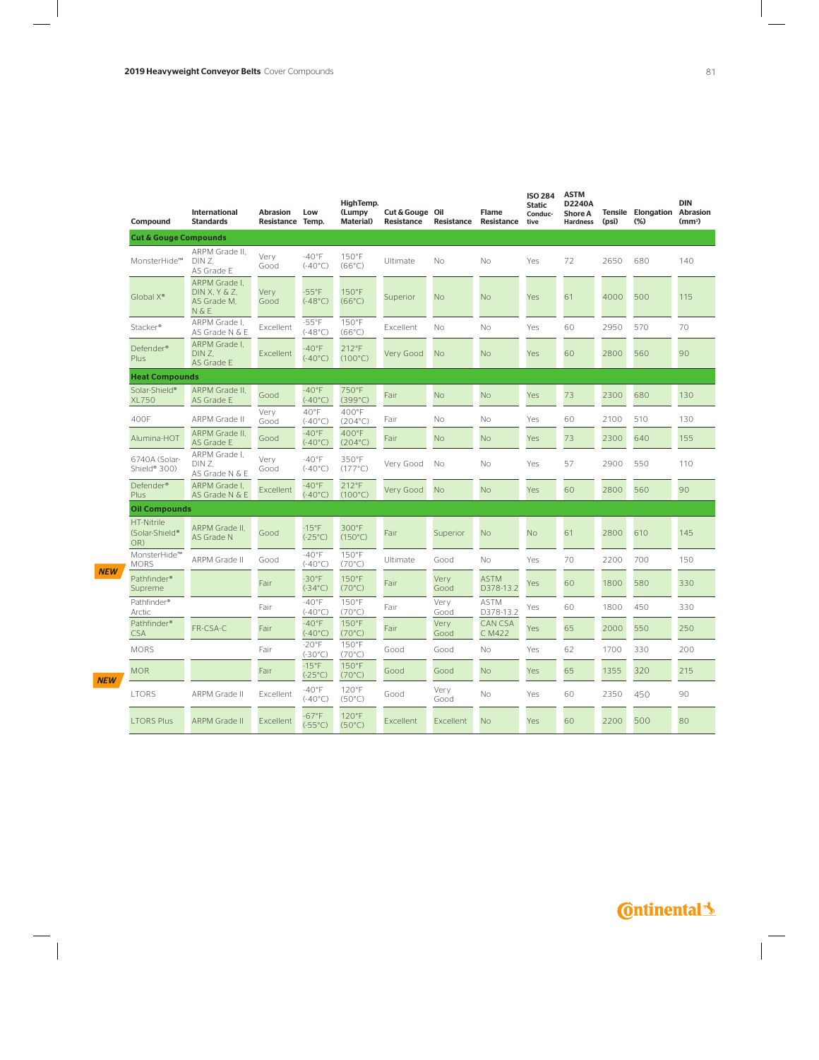| Compound | International Standards | Abrasion Resistance | Low Temp. | HighTemp. (Lumpy Material) | Cut & Gouge Resistance | Oil Resistance | Flame Resistance | ISO 284 Static Conductive | ASTM D2240A Shore A Hardness | Tensile (psi) | Elongation (%) | DIN Abrasion (mm³) |
|---|---|---|---|---|---|---|---|---|---|---|---|---|
| **Cut & Gouge Compounds** | | | | | | | | | | | | |
| MonsterHide™ | ARPM Grade II, DIN Z, AS Grade E | Very Good | -40°F (-40°C) | 150°F (66°C) | Ultimate | No | No | Yes | 72 | 2650 | 680 | 140 |
| Global X® | ARPM Grade I, DIN X, Y & Z, AS Grade M, N & E | Very Good | -55°F (-48°C) | 150°F (66°C) | Superior | No | No | Yes | 61 | 4000 | 500 | 115 |
| Stacker® | ARPM Grade I, AS Grade N & E | Excellent | -55°F (-48°C) | 150°F (66°C) | Excellent | No | No | Yes | 60 | 2950 | 570 | 70 |
| Defender® Plus | ARPM Grade I, DIN Z, AS Grade E | Excellent | -40°F (-40°C) | 212°F (100°C) | Very Good | No | No | Yes | 60 | 2800 | 560 | 90 |
| **Heat Compounds** | | | | | | | | | | | | |
| Solar-Shield® XL750 | ARPM Grade II, AS Grade E | Good | -40°F (-40°C) | 750°F (399°C) | Fair | No | No | Yes | 73 | 2300 | 680 | 130 |
| 400F | ARPM Grade II | Very Good | 40°F (-40°C) | 400°F (204°C) | Fair | No | No | Yes | 60 | 2100 | 510 | 130 |
| Alumina-HOT | ARPM Grade II, AS Grade E | Good | -40°F (-40°C) | 400°F (204°C) | Fair | No | No | Yes | 73 | 2300 | 640 | 155 |
| 6740A (Solar-Shield® 300) | ARPM Grade I, DIN Z, AS Grade N & E | Very Good | -40°F (-40°C) | 350°F (177°C) | Very Good | No | No | Yes | 57 | 2900 | 550 | 110 |
| Defender® Plus | ARPM Grade I, AS Grade N & E | Excellent | -40°F (-40°C) | 212°F (100°C) | Very Good | No | No | Yes | 60 | 2800 | 560 | 90 |
| **Oil Compounds** | | | | | | | | | | | | |
| HT-Nitrile (Solar-Shield® OR) | ARPM Grade II, AS Grade N | Good | -15°F (-25°C) | 300°F (150°C) | Fair | Superior | No | No | 61 | 2800 | 610 | 145 |
| MonsterHide™ MORS | ARPM Grade II | Good | -40°F (-40°C) | 150°F (70°C) | Ultimate | Good | No | Yes | 70 | 2200 | 700 | 150 |
| **NEW** Pathfinder® Supreme | | Fair | -30°F (-34°C) | 150°F (70°C) | Fair | Very Good | ASTM D378-13.2 | Yes | 60 | 1800 | 580 | 330 |
| Pathfinder® Arctic | | Fair | -40°F (-40°C) | 150°F (70°C) | Fair | Very Good | ASTM D378-13.2 | Yes | 60 | 1800 | 450 | 330 |
| Pathfinder® CSA | FR-CSA-C | Fair | -40°F (-40°C) | 150°F (70°C) | Fair | Very Good | CAN CSA C M422 | Yes | 65 | 2000 | 550 | 250 |
| MORS | | Fair | -20°F (-30°C) | 150°F (70°C) | Good | Good | No | Yes | 62 | 1700 | 330 | 200 |
| MOR | | Fair | -15°F (-25°C) | 150°F (70°C) | Good | Good | No | Yes | 65 | 1355 | 320 | 215 |
| **NEW** LTORS | ARPM Grade II | Excellent | -40°F (-40°C) | 120°F (50°C) | Good | Very Good | No | Yes | 60 | 2350 | 450 | 90 |
| LTORS Plus | ARPM Grade II | Excellent | -67°F (-55°C) | 120°F (50°C) | Excellent | Excellent | No | Yes | 60 | 2200 | 500 | 80 |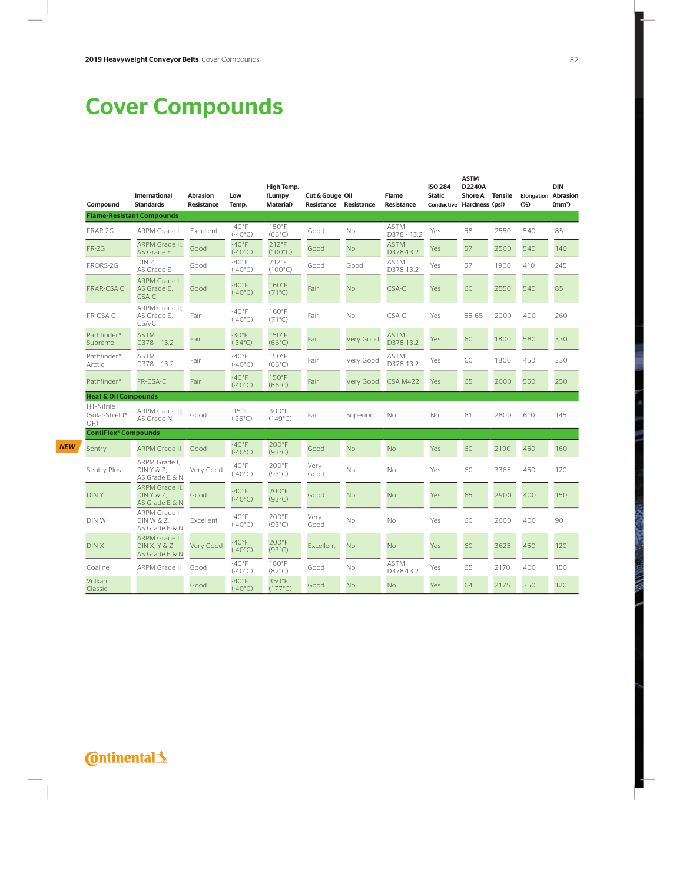# Cover Compounds

| Compound | International Standards | Abrasion Resistance | Low Temp. | High Temp. (Lumpy Material) | Cut & Gouge Resistance | Oil Resistance | Flame Resistance | ISO 284 Static Conductive | ASTM D2240A Shore A Hardness | Tensile (psi) | Elongation (%) | DIN Abrasion (mm³) |
|---|---|---|---|---|---|---|---|---|---|---|---|---|
| **Flame-Resistant Compounds** | | | | | | | | | | | | |
| FRAR-2G | ARPM Grade I | Excellent | -40°F (-40°C) | 150°F (66°C) | Good | No | ASTM D378 - 13.2 | Yes | 58 | 2550 | 540 | 85 |
| FR-2G | ARPM Grade II, AS Grade E | Good | -40°F (-40°C) | 212°F (100°C) | Good | No | ASTM D378-13.2 | Yes | 57 | 2500 | 540 | 140 |
| FRORS-2G | DIN Z, AS Grade E | Good | -40°F (-40°C) | 212°F (100°C) | Good | Good | ASTM D378-13.2 | Yes | 57 | 1900 | 410 | 245 |
| FRAR-CSA C | ARPM Grade I, AS Grade E, CSA-C | Good | -40°F (-40°C) | 160°F (71°C) | Fair | No | CSA-C | Yes | 60 | 2550 | 540 | 85 |
| FR-CSA C | ARPM Grade II, AS Grade E, CSA-C | Fair | -40°F (-40°C) | 160°F (71°C) | Fair | No | CSA-C | Yes | 55-65 | 2000 | 400 | 260 |
| Pathfinder® Supreme | ASTM D378 - 13.2 | Fair | -30°F (-34°C) | 150°F (66°C) | Fair | Very Good | ASTM D378-13.2 | Yes | 60 | 1800 | 580 | 330 |
| Pathfinder® Arctic | ASTM D378 - 13.2 | Fair | -40°F (-40°C) | 150°F (66°C) | Fair | Very Good | ASTM D378-13.2 | Yes | 60 | 1800 | 450 | 330 |
| Pathfinder® | FR-CSA-C | Fair | -40°F (-40°C) | 150°F (66°C) | Fair | Very Good | CSA M422 | Yes | 65 | 2000 | 550 | 250 |
| **Heat & Oil Compounds** | | | | | | | | | | | | |
| HT-Nitrile (Solar-Shield® OR) | ARPM Grade II, AS Grade N | Good | -15°F (-26°C) | 300°F (149°C) | Fair | Superior | No | No | 61 | 2800 | 610 | 145 |
| **ContiFlex® Compounds** | | | | | | | | | | | | |
| NEW Sentry | ARPM Grade II | Good | -40°F (-40°C) | 200°F (93°C) | Good | No | No | Yes | 60 | 2190 | 450 | 160 |
| Sentry Plus | ARPM Grade I, DIN Y & Z, AS Grade E & N | Very Good | -40°F (-40°C) | 200°F (93°C) | Very Good | No | No | Yes | 60 | 3365 | 450 | 120 |
| DIN Y | ARPM Grade II, DIN Y & Z, AS Grade E & N | Good | -40°F (-40°C) | 200°F (93°C) | Good | No | No | Yes | 65 | 2900 | 400 | 150 |
| DIN W | ARPM Grade I, DIN W & Z, AS Grade E & N | Excellent | -40°F (-40°C) | 200°F (93°C) | Very Good | No | No | Yes | 60 | 2600 | 400 | 90 |
| DIN X | ARPM Grade I, DIN X, Y & Z AS Grade E & N | Very Good | -40°F (-40°C) | 200°F (93°C) | Excellent | No | No | Yes | 60 | 3625 | 450 | 120 |
| Coaline | ARPM Grade II | Good | -40°F (-40°C) | 180°F (82°C) | Good | No | ASTM D378-13.2 | Yes | 65 | 2170 | 400 | 150 |
| Vulkan Classic | | Good | -40°F (-40°C) | 350°F (177°C) | Good | No | No | Yes | 64 | 2175 | 350 | 120 |

Continental